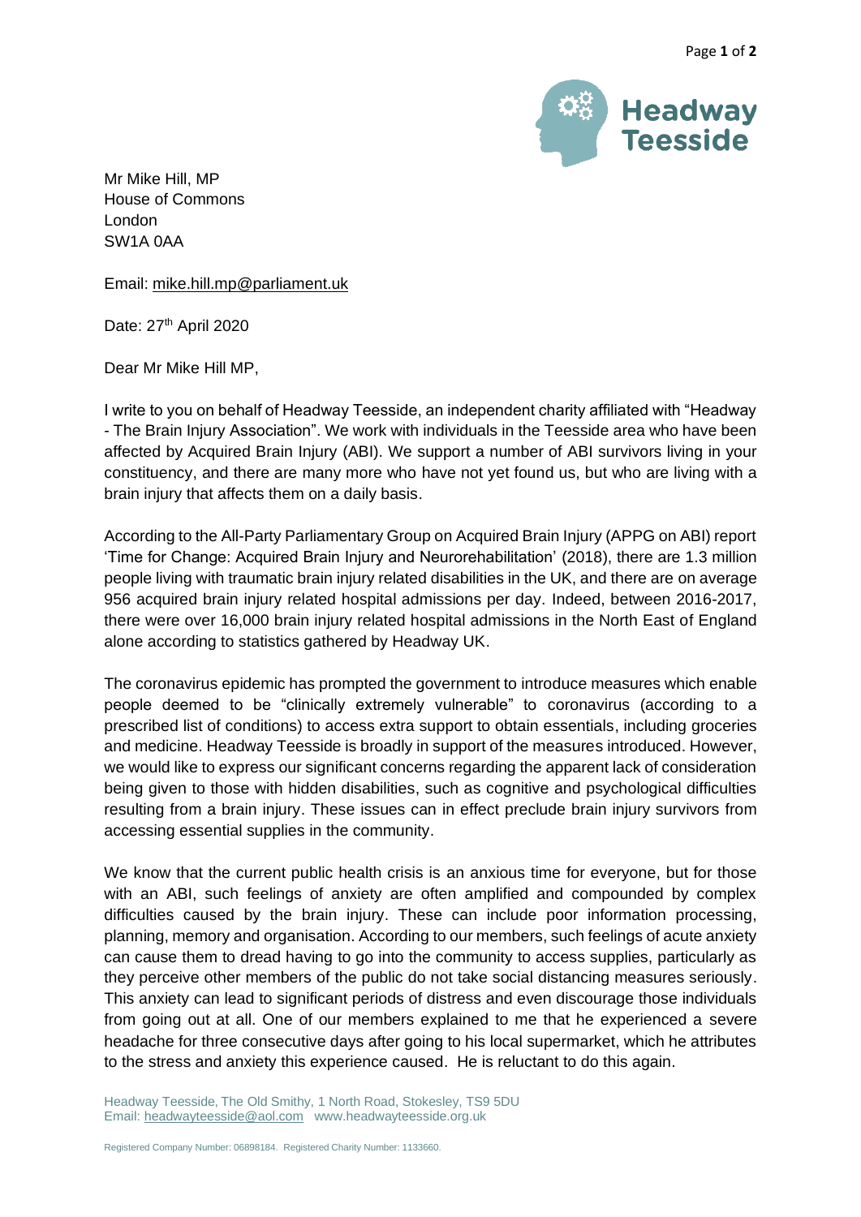Mr Mike Hill, MP
House of Commons
London
SW1A 0AA

Email: mike.hill.mp@parliament.uk

Date: 27th April 2020

Dear Mr Mike Hill MP,

I write to you on behalf of Headway Teesside, an independent charity affiliated with "Headway - The Brain Injury Association". We work with individuals in the Teesside area who have been affected by Acquired Brain Injury (ABI). We support a number of ABI survivors living in your constituency, and there are many more who have not yet found us, but who are living with a brain injury that affects them on a daily basis.

According to the All-Party Parliamentary Group on Acquired Brain Injury (APPG on ABI) report 'Time for Change: Acquired Brain Injury and Neurorehabilitation' (2018), there are 1.3 million people living with traumatic brain injury related disabilities in the UK, and there are on average 956 acquired brain injury related hospital admissions per day. Indeed, between 2016-2017, there were over 16,000 brain injury related hospital admissions in the North East of England alone according to statistics gathered by Headway UK.

The coronavirus epidemic has prompted the government to introduce measures which enable people deemed to be "clinically extremely vulnerable" to coronavirus (according to a prescribed list of conditions) to access extra support to obtain essentials, including groceries and medicine. Headway Teesside is broadly in support of the measures introduced. However, we would like to express our significant concerns regarding the apparent lack of consideration being given to those with hidden disabilities, such as cognitive and psychological difficulties resulting from a brain injury. These issues can in effect preclude brain injury survivors from accessing essential supplies in the community.

We know that the current public health crisis is an anxious time for everyone, but for those with an ABI, such feelings of anxiety are often amplified and compounded by complex difficulties caused by the brain injury. These can include poor information processing, planning, memory and organisation. According to our members, such feelings of acute anxiety can cause them to dread having to go into the community to access supplies, particularly as they perceive other members of the public do not take social distancing measures seriously. This anxiety can lead to significant periods of distress and even discourage those individuals from going out at all. One of our members explained to me that he experienced a severe headache for three consecutive days after going to his local supermarket, which he attributes to the stress and anxiety this experience caused. He is reluctant to do this again.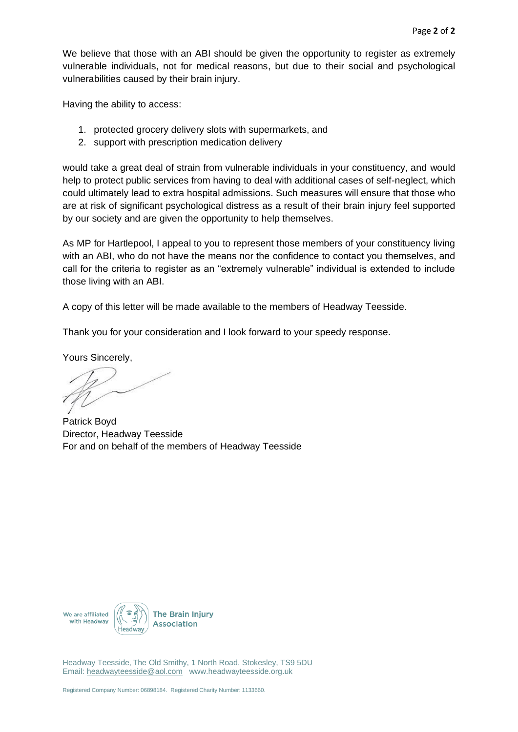We believe that those with an ABI should be given the opportunity to register as extremely vulnerable individuals, not for medical reasons, but due to their social and psychological vulnerabilities caused by their brain injury.

Having the ability to access:

1. protected grocery delivery slots with supermarkets, and
2. support with prescription medication delivery

would take a great deal of strain from vulnerable individuals in your constituency, and would help to protect public services from having to deal with additional cases of self-neglect, which could ultimately lead to extra hospital admissions. Such measures will ensure that those who are at risk of significant psychological distress as a result of their brain injury feel supported by our society and are given the opportunity to help themselves.

As MP for Hartlepool, I appeal to you to represent those members of your constituency living with an ABI, who do not have the means nor the confidence to contact you themselves, and call for the criteria to register as an "extremely vulnerable" individual is extended to include those living with an ABI.

A copy of this letter will be made available to the members of Headway Teesside.

Thank you for your consideration and I look forward to your speedy response.

Yours Sincerely,

Patrick Boyd
Director, Headway Teesside
For and on behalf of the members of Headway Teesside

We are affiliated with Headway — The Brain Injury Association

Headway Teesside, The Old Smithy, 1 North Road, Stokesley, TS9 5DU
Email: headwayteesside@aol.com www.headwayteesside.org.uk

Registered Company Number: 06898184. Registered Charity Number: 1133660.